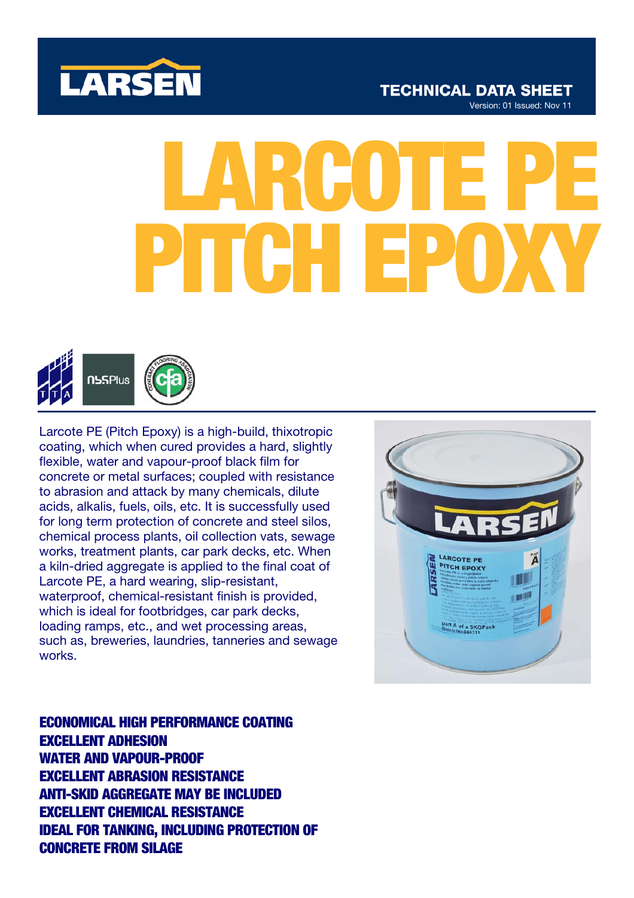LARSEN

TECHNICAL DATA SHEET
Version: 01 Issued: Nov 11

# LARCOTE PE PITCH EPOXY

Larcote PE (Pitch Epoxy) is a high-build, thixotropic coating, which when cured provides a hard, slightly flexible, water and vapour-proof black film for concrete or metal surfaces; coupled with resistance to abrasion and attack by many chemicals, dilute acids, alkalis, fuels, oils, etc. It is successfully used for long term protection of concrete and steel silos, chemical process plants, oil collection vats, sewage works, treatment plants, car park decks, etc. When a kiln-dried aggregate is applied to the final coat of Larcote PE, a hard wearing, slip-resistant, waterproof, chemical-resistant finish is provided, which is ideal for footbridges, car park decks, loading ramps, etc., and wet processing areas, such as, breweries, laundries, tanneries and sewage works.

**ECONOMICAL HIGH PERFORMANCE COATING**
**EXCELLENT ADHESION**
**WATER AND VAPOUR-PROOF**
**EXCELLENT ABRASION RESISTANCE**
**ANTI-SKID AGGREGATE MAY BE INCLUDED**
**EXCELLENT CHEMICAL RESISTANCE**
**IDEAL FOR TANKING, INCLUDING PROTECTION OF CONCRETE FROM SILAGE**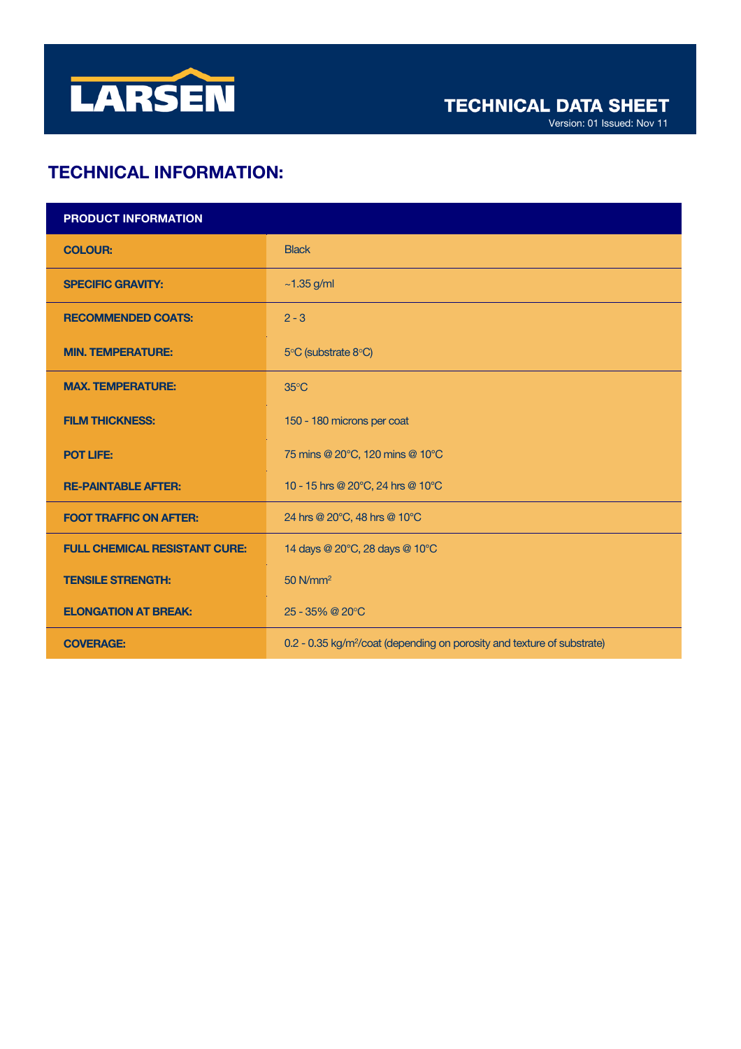# TECHNICAL DATA SHEET

Version: 01 Issued: Nov 11

## TECHNICAL INFORMATION:

| PRODUCT INFORMATION | |
|---|---|
| **COLOUR:** | Black |
| **SPECIFIC GRAVITY:** | ~1.35 g/ml |
| **RECOMMENDED COATS:** | 2 - 3 |
| **MIN. TEMPERATURE:** | 5°C (substrate 8°C) |
| **MAX. TEMPERATURE:** | 35°C |
| **FILM THICKNESS:** | 150 - 180 microns per coat |
| **POT LIFE:** | 75 mins @ 20°C, 120 mins @ 10°C |
| **RE-PAINTABLE AFTER:** | 10 - 15 hrs @ 20°C, 24 hrs @ 10°C |
| **FOOT TRAFFIC ON AFTER:** | 24 hrs @ 20°C, 48 hrs @ 10°C |
| **FULL CHEMICAL RESISTANT CURE:** | 14 days @ 20°C, 28 days @ 10°C |
| **TENSILE STRENGTH:** | 50 $N/mm^2$ |
| **ELONGATION AT BREAK:** | 25 - 35% @ 20°C |
| **COVERAGE:** | 0.2 - 0.35 $kg/m^2$/coat (depending on porosity and texture of substrate) |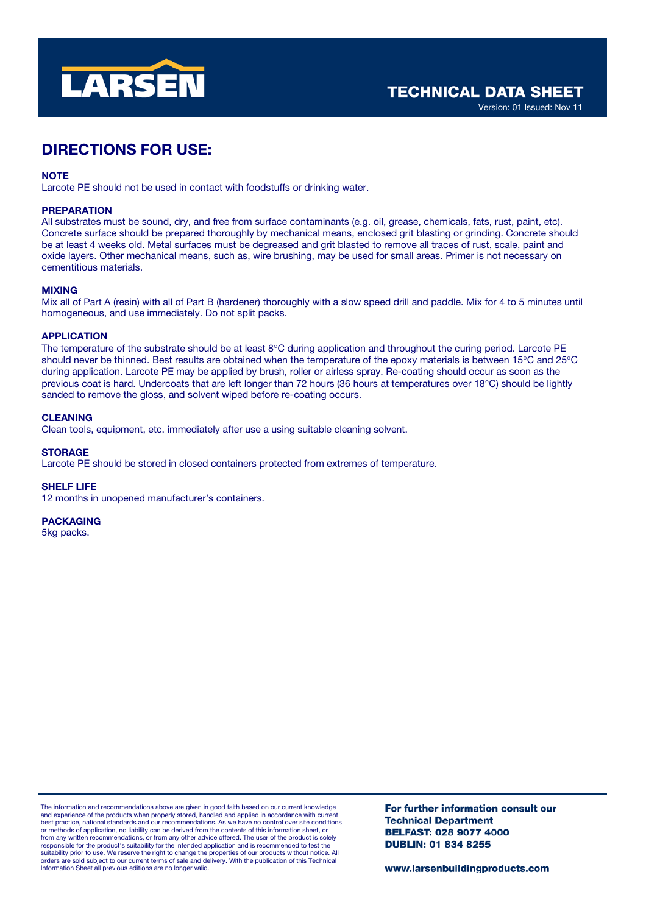## DIRECTIONS FOR USE:

**NOTE**
Larcote PE should not be used in contact with foodstuffs or drinking water.

**PREPARATION**
All substrates must be sound, dry, and free from surface contaminants (e.g. oil, grease, chemicals, fats, rust, paint, etc). Concrete surface should be prepared thoroughly by mechanical means, enclosed grit blasting or grinding. Concrete should be at least 4 weeks old. Metal surfaces must be degreased and grit blasted to remove all traces of rust, scale, paint and oxide layers. Other mechanical means, such as, wire brushing, may be used for small areas. Primer is not necessary on cementitious materials.

**MIXING**
Mix all of Part A (resin) with all of Part B (hardener) thoroughly with a slow speed drill and paddle. Mix for 4 to 5 minutes until homogeneous, and use immediately. Do not split packs.

**APPLICATION**
The temperature of the substrate should be at least 8°C during application and throughout the curing period. Larcote PE should never be thinned. Best results are obtained when the temperature of the epoxy materials is between 15°C and 25°C during application. Larcote PE may be applied by brush, roller or airless spray. Re-coating should occur as soon as the previous coat is hard. Undercoats that are left longer than 72 hours (36 hours at temperatures over 18°C) should be lightly sanded to remove the gloss, and solvent wiped before re-coating occurs.

**CLEANING**
Clean tools, equipment, etc. immediately after use a using suitable cleaning solvent.

**STORAGE**
Larcote PE should be stored in closed containers protected from extremes of temperature.

**SHELF LIFE**
12 months in unopened manufacturer's containers.

**PACKAGING**
5kg packs.

The information and recommendations above are given in good faith based on our current knowledge and experience of the products when properly stored, handled and applied in accordance with current best practice, national standards and our recommendations. As we have no control over site conditions or methods of application, no liability can be derived from the contents of this information sheet, or from any written recommendations, or from any other advice offered. The user of the product is solely responsible for the product's suitability for the intended application and is recommended to test the suitability prior to use. We reserve the right to change the properties of our products without notice. All orders are sold subject to our current terms of sale and delivery. With the publication of this Technical Information Sheet all previous editions are no longer valid.

**For further information consult our Technical Department**
**BELFAST: 028 9077 4000**
**DUBLIN: 01 834 8255**

**www.larsenbuildingproducts.com**